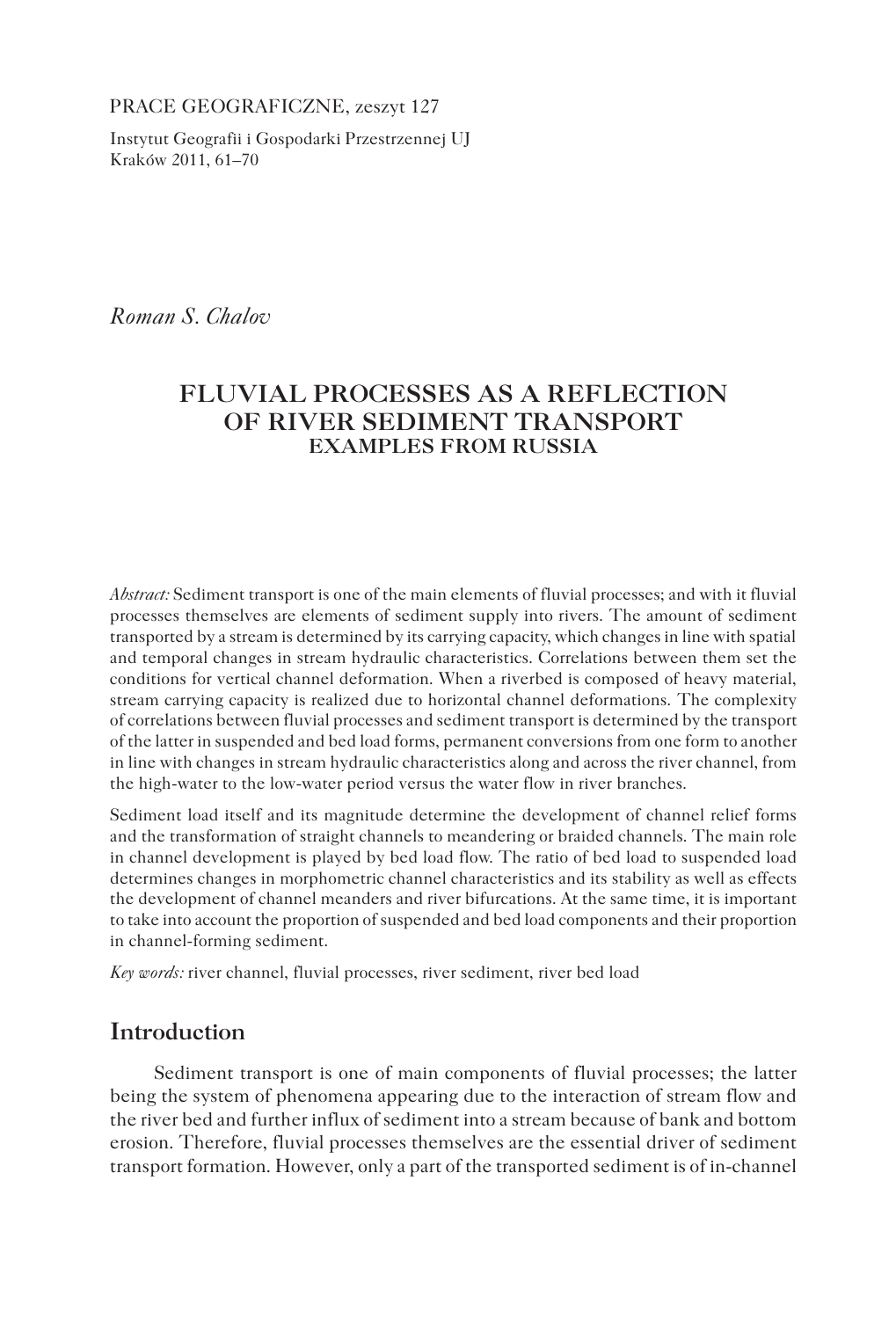PRACE GEOGRAFICZNE, zeszyt 127

Instytut Geografii i Gospodarki Przestrzennej UJ
Kraków 2011, 61–70

*Roman S. Chalov*

# FLUVIAL PROCESSES AS A REFLECTION OF RIVER SEDIMENT TRANSPORT
## EXAMPLES FROM RUSSIA

*Abstract:* Sediment transport is one of the main elements of fluvial processes; and with it fluvial processes themselves are elements of sediment supply into rivers. The amount of sediment transported by a stream is determined by its carrying capacity, which changes in line with spatial and temporal changes in stream hydraulic characteristics. Correlations between them set the conditions for vertical channel deformation. When a riverbed is composed of heavy material, stream carrying capacity is realized due to horizontal channel deformations. The complexity of correlations between fluvial processes and sediment transport is determined by the transport of the latter in suspended and bed load forms, permanent conversions from one form to another in line with changes in stream hydraulic characteristics along and across the river channel, from the high-water to the low-water period versus the water flow in river branches.

Sediment load itself and its magnitude determine the development of channel relief forms and the transformation of straight channels to meandering or braided channels. The main role in channel development is played by bed load flow. The ratio of bed load to suspended load determines changes in morphometric channel characteristics and its stability as well as effects the development of channel meanders and river bifurcations. At the same time, it is important to take into account the proportion of suspended and bed load components and their proportion in channel-forming sediment.

*Key words:* river channel, fluvial processes, river sediment, river bed load

## Introduction

Sediment transport is one of main components of fluvial processes; the latter being the system of phenomena appearing due to the interaction of stream flow and the river bed and further influx of sediment into a stream because of bank and bottom erosion. Therefore, fluvial processes themselves are the essential driver of sediment transport formation. However, only a part of the transported sediment is of in-channel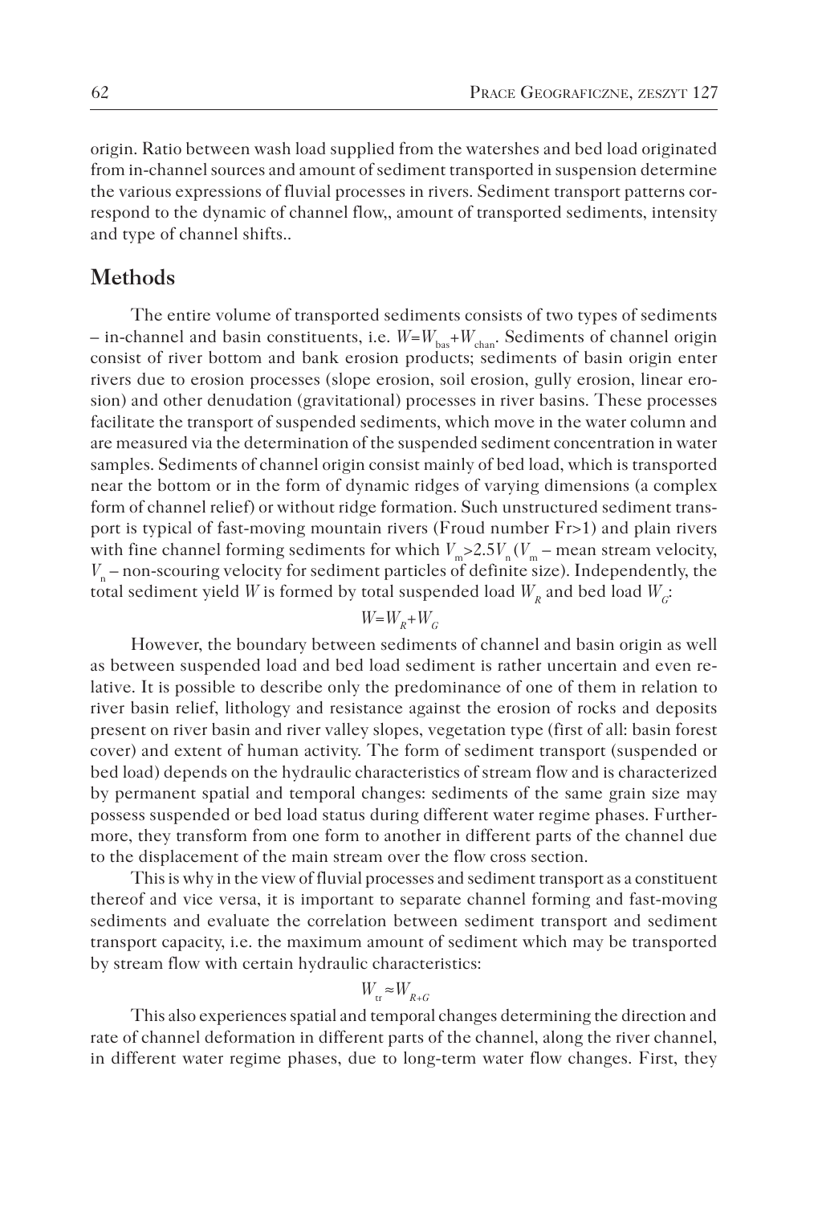origin. Ratio between wash load supplied from the watershes and bed load originated from in-channel sources and amount of sediment transported in suspension determine the various expressions of fluvial processes in rivers. Sediment transport patterns correspond to the dynamic of channel flow,, amount of transported sediments, intensity and type of channel shifts..

## Methods

The entire volume of transported sediments consists of two types of sediments – in-channel and basin constituents, i.e. $W=W_{bas}+W_{chan}$. Sediments of channel origin consist of river bottom and bank erosion products; sediments of basin origin enter rivers due to erosion processes (slope erosion, soil erosion, gully erosion, linear erosion) and other denudation (gravitational) processes in river basins. These processes facilitate the transport of suspended sediments, which move in the water column and are measured via the determination of the suspended sediment concentration in water samples. Sediments of channel origin consist mainly of bed load, which is transported near the bottom or in the form of dynamic ridges of varying dimensions (a complex form of channel relief) or without ridge formation. Such unstructured sediment transport is typical of fast-moving mountain rivers (Froud number Fr>1) and plain rivers with fine channel forming sediments for which $V_m>2.5V_n$ ($V_m$ – mean stream velocity, $V_n$ – non-scouring velocity for sediment particles of definite size). Independently, the total sediment yield $W$ is formed by total suspended load $W_R$ and bed load $W_G$:

$$W=W_R+W_G$$

However, the boundary between sediments of channel and basin origin as well as between suspended load and bed load sediment is rather uncertain and even relative. It is possible to describe only the predominance of one of them in relation to river basin relief, lithology and resistance against the erosion of rocks and deposits present on river basin and river valley slopes, vegetation type (first of all: basin forest cover) and extent of human activity. The form of sediment transport (suspended or bed load) depends on the hydraulic characteristics of stream flow and is characterized by permanent spatial and temporal changes: sediments of the same grain size may possess suspended or bed load status during different water regime phases. Furthermore, they transform from one form to another in different parts of the channel due to the displacement of the main stream over the flow cross section.

This is why in the view of fluvial processes and sediment transport as a constituent thereof and vice versa, it is important to separate channel forming and fast-moving sediments and evaluate the correlation between sediment transport and sediment transport capacity, i.e. the maximum amount of sediment which may be transported by stream flow with certain hydraulic characteristics:

$$W_{tr} \approx W_{R+G}$$

This also experiences spatial and temporal changes determining the direction and rate of channel deformation in different parts of the channel, along the river channel, in different water regime phases, due to long-term water flow changes. First, they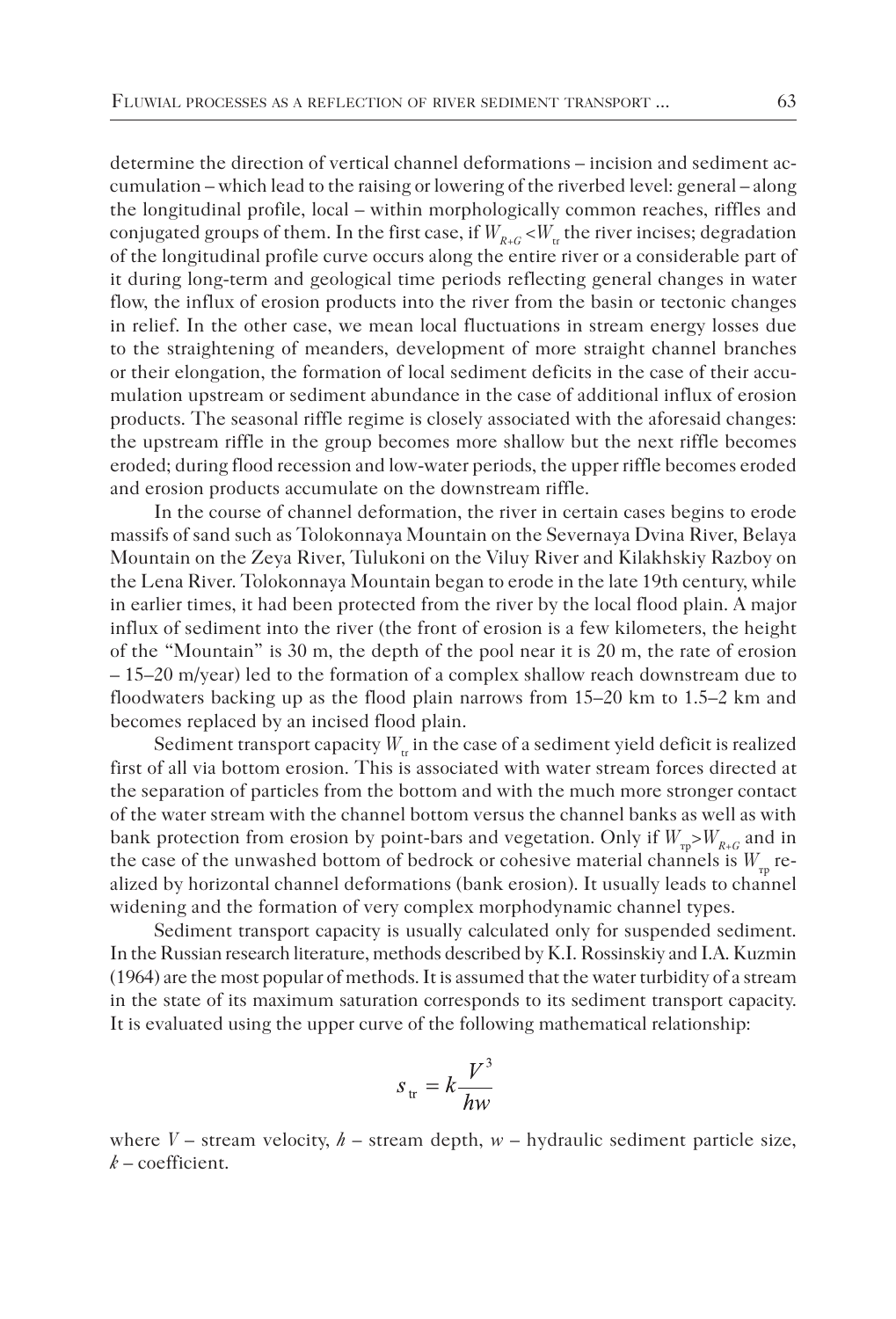determine the direction of vertical channel deformations – incision and sediment accumulation – which lead to the raising or lowering of the riverbed level: general – along the longitudinal profile, local – within morphologically common reaches, riffles and conjugated groups of them. In the first case, if $W_{R+G} < W_{tr}$ the river incises; degradation of the longitudinal profile curve occurs along the entire river or a considerable part of it during long-term and geological time periods reflecting general changes in water flow, the influx of erosion products into the river from the basin or tectonic changes in relief. In the other case, we mean local fluctuations in stream energy losses due to the straightening of meanders, development of more straight channel branches or their elongation, the formation of local sediment deficits in the case of their accumulation upstream or sediment abundance in the case of additional influx of erosion products. The seasonal riffle regime is closely associated with the aforesaid changes: the upstream riffle in the group becomes more shallow but the next riffle becomes eroded; during flood recession and low-water periods, the upper riffle becomes eroded and erosion products accumulate on the downstream riffle.

In the course of channel deformation, the river in certain cases begins to erode massifs of sand such as Tolokonnaya Mountain on the Severnaya Dvina River, Belaya Mountain on the Zeya River, Tulukoni on the Viluy River and Kilakhskiy Razboy on the Lena River. Tolokonnaya Mountain began to erode in the late 19th century, while in earlier times, it had been protected from the river by the local flood plain. A major influx of sediment into the river (the front of erosion is a few kilometers, the height of the "Mountain" is 30 m, the depth of the pool near it is 20 m, the rate of erosion – 15–20 m/year) led to the formation of a complex shallow reach downstream due to floodwaters backing up as the flood plain narrows from 15–20 km to 1.5–2 km and becomes replaced by an incised flood plain.

Sediment transport capacity $W_{tr}$ in the case of a sediment yield deficit is realized first of all via bottom erosion. This is associated with water stream forces directed at the separation of particles from the bottom and with the much more stronger contact of the water stream with the channel bottom versus the channel banks as well as with bank protection from erosion by point-bars and vegetation. Only if $W_{тр} > W_{R+G}$ and in the case of the unwashed bottom of bedrock or cohesive material channels is $W_{тр}$ realized by horizontal channel deformations (bank erosion). It usually leads to channel widening and the formation of very complex morphodynamic channel types.

Sediment transport capacity is usually calculated only for suspended sediment. In the Russian research literature, methods described by K.I. Rossinskiy and I.A. Kuzmin (1964) are the most popular of methods. It is assumed that the water turbidity of a stream in the state of its maximum saturation corresponds to its sediment transport capacity. It is evaluated using the upper curve of the following mathematical relationship:

$$s_{tr} = k\frac{V^3}{hw}$$

where $V$ – stream velocity, $h$ – stream depth, $w$ – hydraulic sediment particle size, $k$ – coefficient.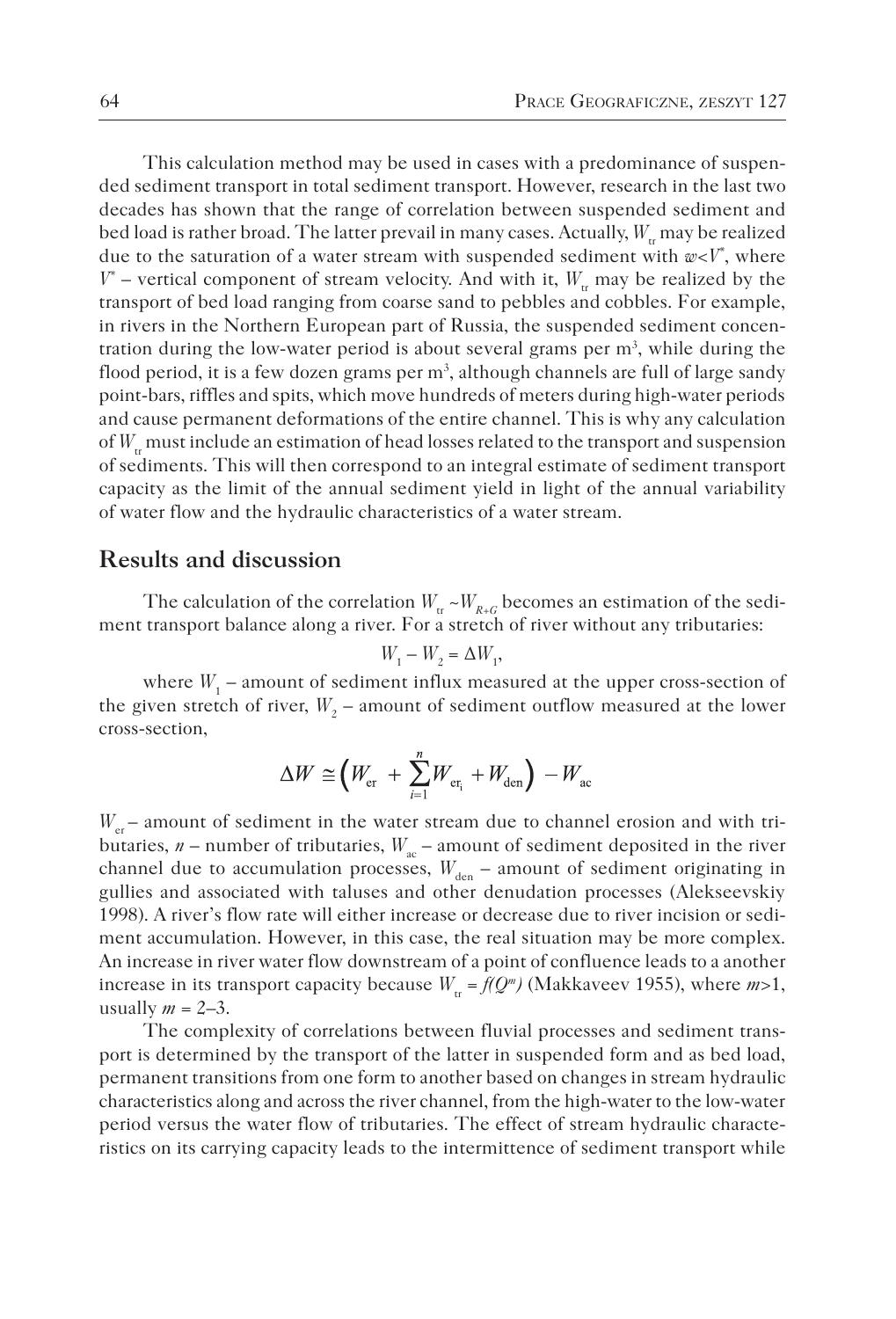This calculation method may be used in cases with a predominance of suspended sediment transport in total sediment transport. However, research in the last two decades has shown that the range of correlation between suspended sediment and bed load is rather broad. The latter prevail in many cases. Actually, $W_{tr}$ may be realized due to the saturation of a water stream with suspended sediment with $w<V^{*}$, where $V^{*}$ – vertical component of stream velocity. And with it, $W_{tr}$ may be realized by the transport of bed load ranging from coarse sand to pebbles and cobbles. For example, in rivers in the Northern European part of Russia, the suspended sediment concentration during the low-water period is about several grams per m$^3$, while during the flood period, it is a few dozen grams per m$^3$, although channels are full of large sandy point-bars, riffles and spits, which move hundreds of meters during high-water periods and cause permanent deformations of the entire channel. This is why any calculation of $W_{tr}$ must include an estimation of head losses related to the transport and suspension of sediments. This will then correspond to an integral estimate of sediment transport capacity as the limit of the annual sediment yield in light of the annual variability of water flow and the hydraulic characteristics of a water stream.

## Results and discussion

The calculation of the correlation $W_{tr} \sim W_{R+G}$ becomes an estimation of the sediment transport balance along a river. For a stretch of river without any tributaries:

$$W_1 - W_2 = \Delta W_1,$$

where $W_1$ – amount of sediment influx measured at the upper cross-section of the given stretch of river, $W_2$ – amount of sediment outflow measured at the lower cross-section,

$$\Delta W \cong \left( W_{er} + \sum_{i=1}^{n} W_{er_i} + W_{den} \right) - W_{ac}$$

$W_{er}$ – amount of sediment in the water stream due to channel erosion and with tributaries, $n$ – number of tributaries, $W_{ac}$ – amount of sediment deposited in the river channel due to accumulation processes, $W_{den}$ – amount of sediment originating in gullies and associated with taluses and other denudation processes (Alekseevskiy 1998). A river's flow rate will either increase or decrease due to river incision or sediment accumulation. However, in this case, the real situation may be more complex. An increase in river water flow downstream of a point of confluence leads to a another increase in its transport capacity because $W_{tr} = f(Q^m)$ (Makkaveev 1955), where $m>1$, usually $m = 2$–$3$.

The complexity of correlations between fluvial processes and sediment transport is determined by the transport of the latter in suspended form and as bed load, permanent transitions from one form to another based on changes in stream hydraulic characteristics along and across the river channel, from the high-water to the low-water period versus the water flow of tributaries. The effect of stream hydraulic characteristics on its carrying capacity leads to the intermittence of sediment transport while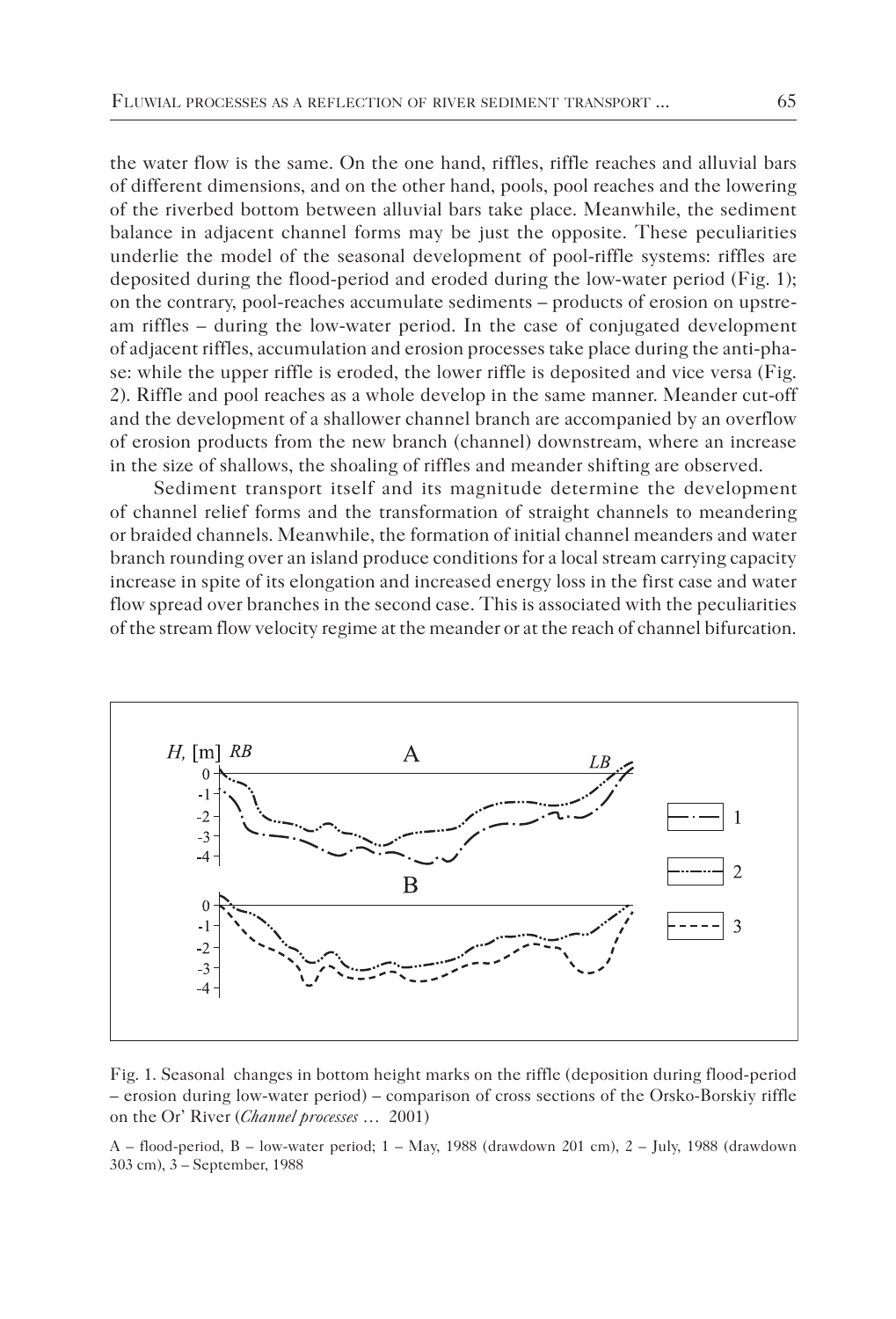the water flow is the same. On the one hand, riffles, riffle reaches and alluvial bars of different dimensions, and on the other hand, pools, pool reaches and the lowering of the riverbed bottom between alluvial bars take place. Meanwhile, the sediment balance in adjacent channel forms may be just the opposite. These peculiarities underlie the model of the seasonal development of pool-riffle systems: riffles are deposited during the flood-period and eroded during the low-water period (Fig. 1); on the contrary, pool-reaches accumulate sediments – products of erosion on upstream riffles – during the low-water period. In the case of conjugated development of adjacent riffles, accumulation and erosion processes take place during the anti-phase: while the upper riffle is eroded, the lower riffle is deposited and vice versa (Fig. 2). Riffle and pool reaches as a whole develop in the same manner. Meander cut-off and the development of a shallower channel branch are accompanied by an overflow of erosion products from the new branch (channel) downstream, where an increase in the size of shallows, the shoaling of riffles and meander shifting are observed.

Sediment transport itself and its magnitude determine the development of channel relief forms and the transformation of straight channels to meandering or braided channels. Meanwhile, the formation of initial channel meanders and water branch rounding over an island produce conditions for a local stream carrying capacity increase in spite of its elongation and increased energy loss in the first case and water flow spread over branches in the second case. This is associated with the peculiarities of the stream flow velocity regime at the meander or at the reach of channel bifurcation.

*H*, [m] *RB*

A

*LB*

0
-1
-2
-3
-4

B

0
-1
-2
-3
-4

1

2

3

Fig. 1. Seasonal changes in bottom height marks on the riffle (deposition during flood-period – erosion during low-water period) – comparison of cross sections of the Orsko-Borskiy riffle on the Or' River (*Channel processes* … 2001)

A – flood-period, B – low-water period; 1 – May, 1988 (drawdown 201 cm), 2 – July, 1988 (drawdown 303 cm), 3 – September, 1988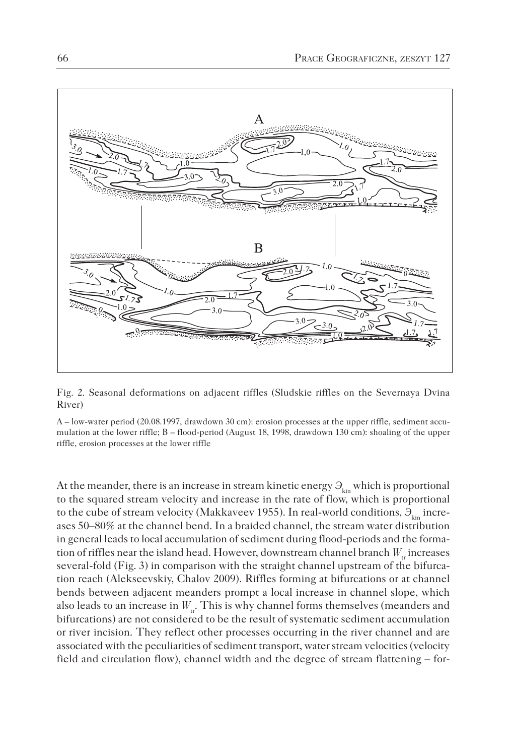A

B

Fig. 2. Seasonal deformations on adjacent riffles (Sludskie riffles on the Severnaya Dvina River)

A – low-water period (20.08.1997, drawdown 30 cm): erosion processes at the upper riffle, sediment accumulation at the lower riffle; B – flood-period (August 18, 1998, drawdown 130 cm): shoaling of the upper riffle, erosion processes at the lower riffle

At the meander, there is an increase in stream kinetic energy $\text{Э}_{kin}$ which is proportional to the squared stream velocity and increase in the rate of flow, which is proportional to the cube of stream velocity (Makkaveev 1955). In real-world conditions, $\text{Э}_{kin}$ increases 50–80% at the channel bend. In a braided channel, the stream water distribution in general leads to local accumulation of sediment during flood-periods and the formation of riffles near the island head. However, downstream channel branch $W_{tr}$ increases several-fold (Fig. 3) in comparison with the straight channel upstream of the bifurcation reach (Alekseevskiy, Chalov 2009). Riffles forming at bifurcations or at channel bends between adjacent meanders prompt a local increase in channel slope, which also leads to an increase in $W_{tr}$. This is why channel forms themselves (meanders and bifurcations) are not considered to be the result of systematic sediment accumulation or river incision. They reflect other processes occurring in the river channel and are associated with the peculiarities of sediment transport, water stream velocities (velocity field and circulation flow), channel width and the degree of stream flattening – for-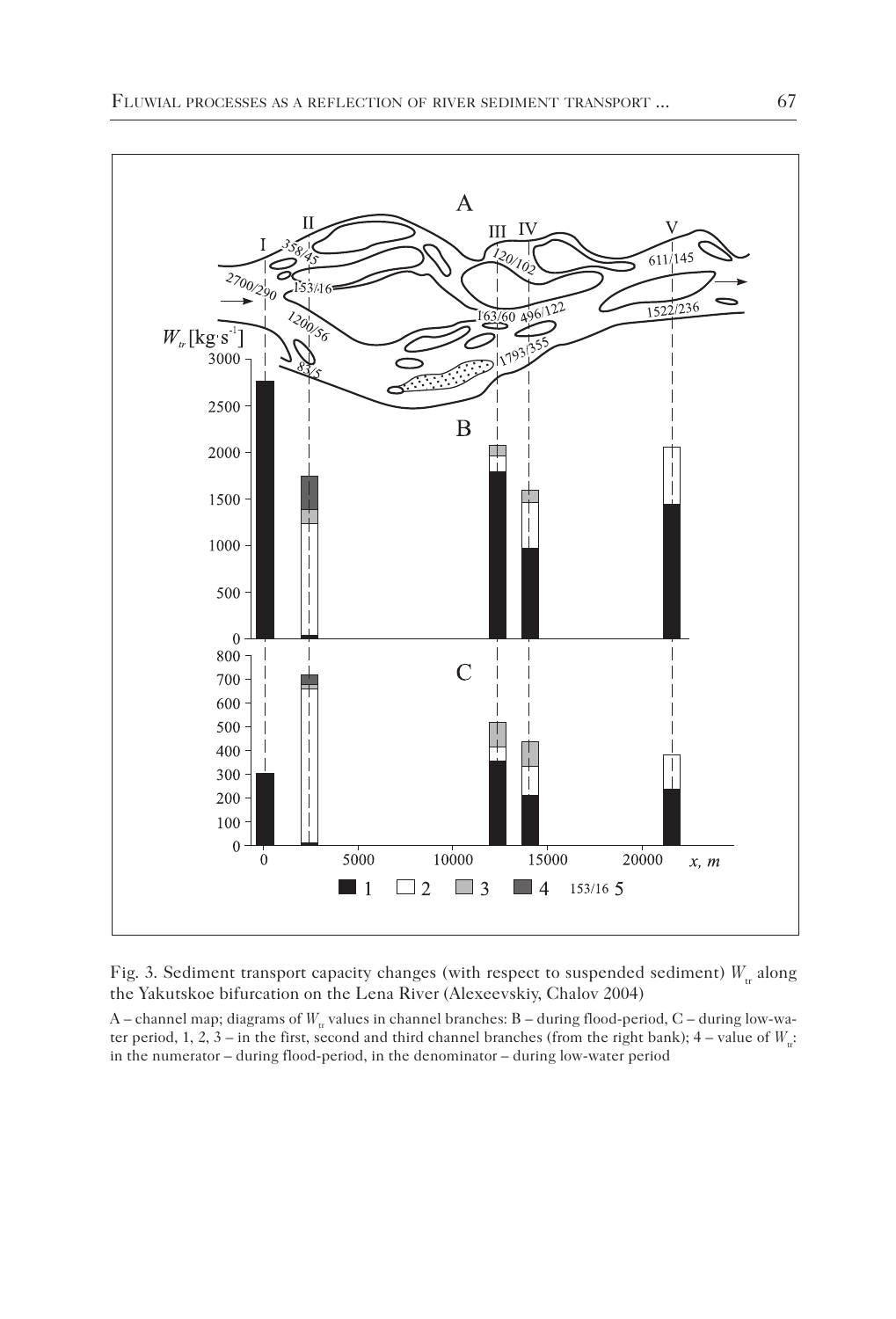A

I II III IV V

358/45

153/16

2700/290

1200/56

83/5

120/102

611/145

163/60 496/122

1522/236

1793/355

$W_{tr}$ [kg·s$^{-1}$]

3000

2500

2000

1500

1000

500

0

B

800

700

600

500

400

300

200

100

0

C

0 5000 10000 15000 20000 *x, m*

1 2 3 4 153/16 5

Fig. 3. Sediment transport capacity changes (with respect to suspended sediment) $W_{tr}$ along the Yakutskoe bifurcation on the Lena River (Alexeevskiy, Chalov 2004)

A – channel map; diagrams of $W_{tr}$ values in channel branches: B – during flood-period, C – during low-water period, 1, 2, 3 – in the first, second and third channel branches (from the right bank); 4 – value of $W_{tr}$: in the numerator – during flood-period, in the denominator – during low-water period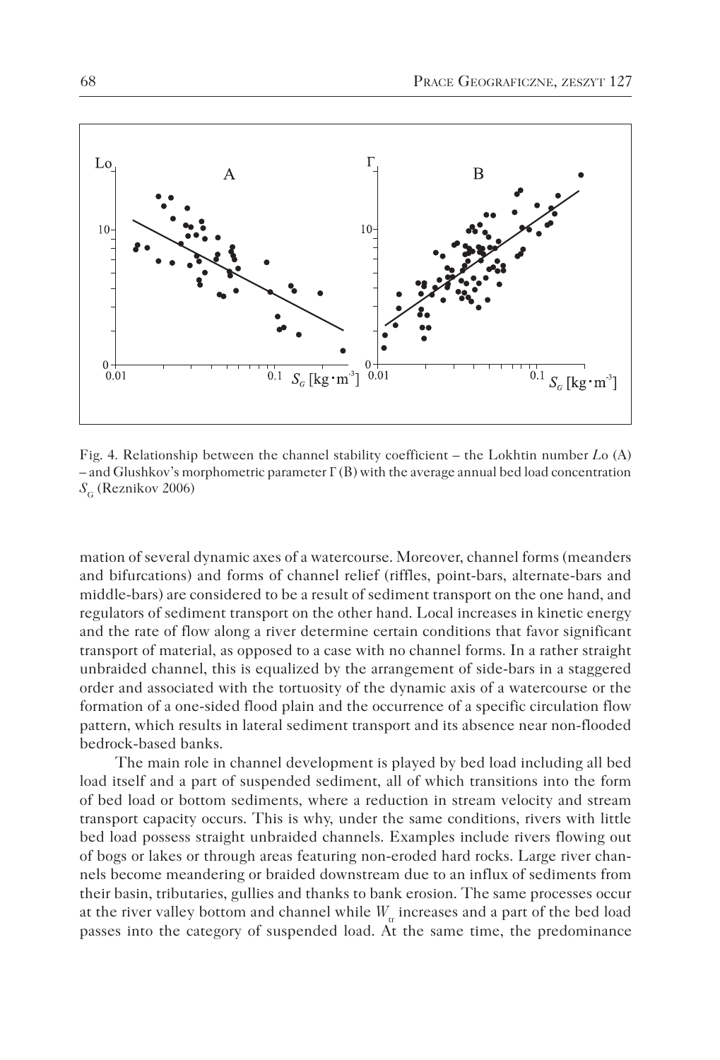Lo

A

10

0

0.01

0.1 $S_G$ [kg·m$^{-3}$]

Γ

B

10

0

0.01

0.1 $S_G$ [kg·m$^{-3}$]

Fig. 4. Relationship between the channel stability coefficient – the Lokhtin number *Lo* (A) – and Glushkov's morphometric parameter Γ (B) with the average annual bed load concentration $S_G$ (Reznikov 2006)

mation of several dynamic axes of a watercourse. Moreover, channel forms (meanders and bifurcations) and forms of channel relief (riffles, point-bars, alternate-bars and middle-bars) are considered to be a result of sediment transport on the one hand, and regulators of sediment transport on the other hand. Local increases in kinetic energy and the rate of flow along a river determine certain conditions that favor significant transport of material, as opposed to a case with no channel forms. In a rather straight unbraided channel, this is equalized by the arrangement of side-bars in a staggered order and associated with the tortuosity of the dynamic axis of a watercourse or the formation of a one-sided flood plain and the occurrence of a specific circulation flow pattern, which results in lateral sediment transport and its absence near non-flooded bedrock-based banks.

The main role in channel development is played by bed load including all bed load itself and a part of suspended sediment, all of which transitions into the form of bed load or bottom sediments, where a reduction in stream velocity and stream transport capacity occurs. This is why, under the same conditions, rivers with little bed load possess straight unbraided channels. Examples include rivers flowing out of bogs or lakes or through areas featuring non-eroded hard rocks. Large river channels become meandering or braided downstream due to an influx of sediments from their basin, tributaries, gullies and thanks to bank erosion. The same processes occur at the river valley bottom and channel while $W_{tr}$ increases and a part of the bed load passes into the category of suspended load. At the same time, the predominance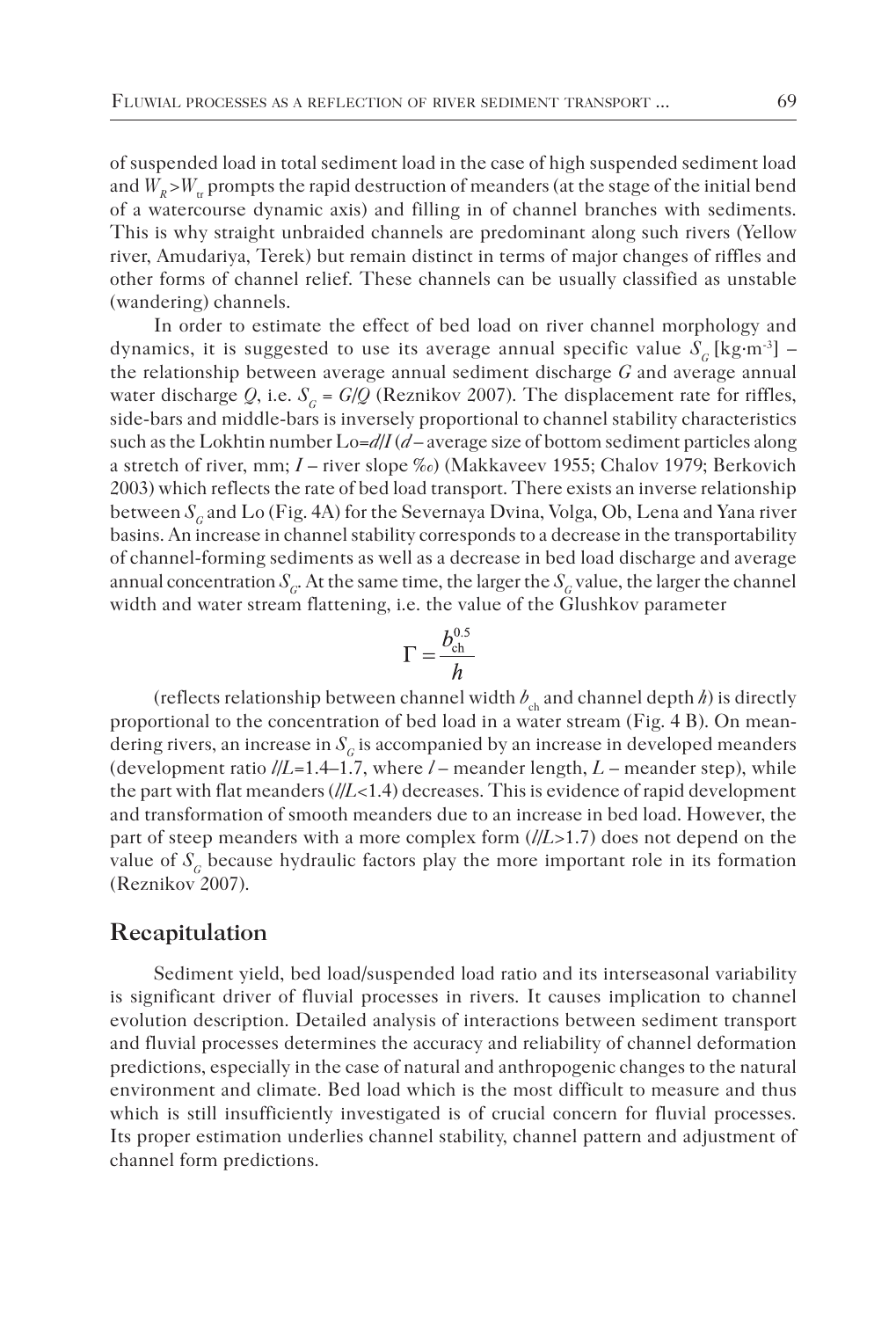of suspended load in total sediment load in the case of high suspended sediment load and $W_R > W_{tr}$ prompts the rapid destruction of meanders (at the stage of the initial bend of a watercourse dynamic axis) and filling in of channel branches with sediments. This is why straight unbraided channels are predominant along such rivers (Yellow river, Amudariya, Terek) but remain distinct in terms of major changes of riffles and other forms of channel relief. These channels can be usually classified as unstable (wandering) channels.

In order to estimate the effect of bed load on river channel morphology and dynamics, it is suggested to use its average annual specific value $S_G$ [kg·m$^{-3}$] – the relationship between average annual sediment discharge $G$ and average annual water discharge $Q$, i.e. $S_G = G/Q$ (Reznikov 2007). The displacement rate for riffles, side-bars and middle-bars is inversely proportional to channel stability characteristics such as the Lokhtin number Lo=$d/I$ ($d$ – average size of bottom sediment particles along a stretch of river, mm; $I$ – river slope ‰) (Makkaveev 1955; Chalov 1979; Berkovich 2003) which reflects the rate of bed load transport. There exists an inverse relationship between $S_G$ and Lo (Fig. 4A) for the Severnaya Dvina, Volga, Ob, Lena and Yana river basins. An increase in channel stability corresponds to a decrease in the transportability of channel-forming sediments as well as a decrease in bed load discharge and average annual concentration $S_G$. At the same time, the larger the $S_G$ value, the larger the channel width and water stream flattening, i.e. the value of the Glushkov parameter

$$\Gamma = \frac{b_{ch}^{0.5}}{h}$$

(reflects relationship between channel width $b_{ch}$ and channel depth $h$) is directly proportional to the concentration of bed load in a water stream (Fig. 4 B). On meandering rivers, an increase in $S_G$ is accompanied by an increase in developed meanders (development ratio $l/L$=1.4–1.7, where $l$ – meander length, $L$ – meander step), while the part with flat meanders ($l/L$<1.4) decreases. This is evidence of rapid development and transformation of smooth meanders due to an increase in bed load. However, the part of steep meanders with a more complex form ($l/L$>1.7) does not depend on the value of $S_G$ because hydraulic factors play the more important role in its formation (Reznikov 2007).

## Recapitulation

Sediment yield, bed load/suspended load ratio and its interseasonal variability is significant driver of fluvial processes in rivers. It causes implication to channel evolution description. Detailed analysis of interactions between sediment transport and fluvial processes determines the accuracy and reliability of channel deformation predictions, especially in the case of natural and anthropogenic changes to the natural environment and climate. Bed load which is the most difficult to measure and thus which is still insufficiently investigated is of crucial concern for fluvial processes. Its proper estimation underlies channel stability, channel pattern and adjustment of channel form predictions.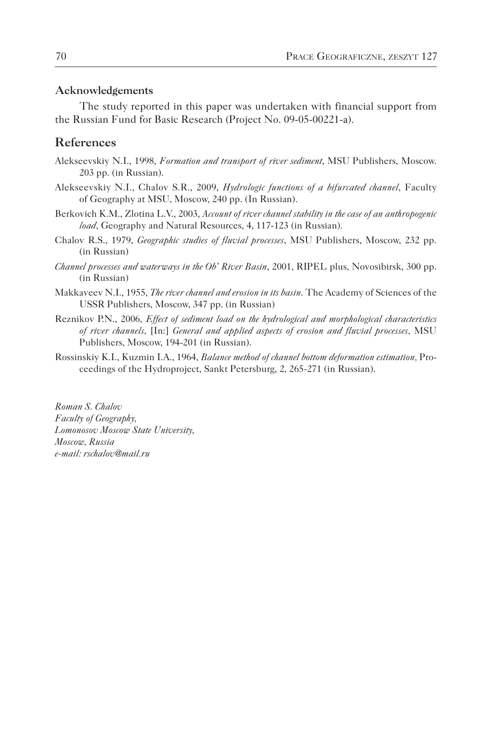## Acknowledgements

The study reported in this paper was undertaken with financial support from the Russian Fund for Basic Research (Project No. 09-05-00221-a).

## References

Alekseevskiy N.I., 1998, *Formation and transport of river sediment*, MSU Publishers, Moscow. 203 pp. (in Russian).

Alekseevskiy N.I., Chalov S.R., 2009, *Hydrologic functions of a bifurcated channel*, Faculty of Geography at MSU, Moscow, 240 pp. (In Russian).

Berkovich K.M., Zlotina L.V., 2003, *Account of river channel stability in the case of an anthropogenic load*, Geography and Natural Resources, 4, 117-123 (in Russian).

Chalov R.S., 1979, *Geographic studies of fluvial processes*, MSU Publishers, Moscow, 232 pp. (in Russian)

*Channel processes and waterways in the Ob' River Basin*, 2001, RIPEL plus, Novosibirsk, 300 pp. (in Russian)

Makkaveev N.I., 1955, *The river channel and erosion in its basin*. The Academy of Sciences of the USSR Publishers, Moscow, 347 pp. (in Russian)

Reznikov P.N., 2006, *Effect of sediment load on the hydrological and morphological characteristics of river channels*, [In:] *General and applied aspects of erosion and fluvial processes*, MSU Publishers, Moscow, 194-201 (in Russian).

Rossinskiy K.I., Kuzmin I.A., 1964, *Balance method of channel bottom deformation estimation*, Proceedings of the Hydroproject, Sankt Petersburg, 2, 265-271 (in Russian).

*Roman S. Chalov*
*Faculty of Geography,*
*Lomonosov Moscow State University,*
*Moscow, Russia*
*e-mail: rschalov@mail.ru*